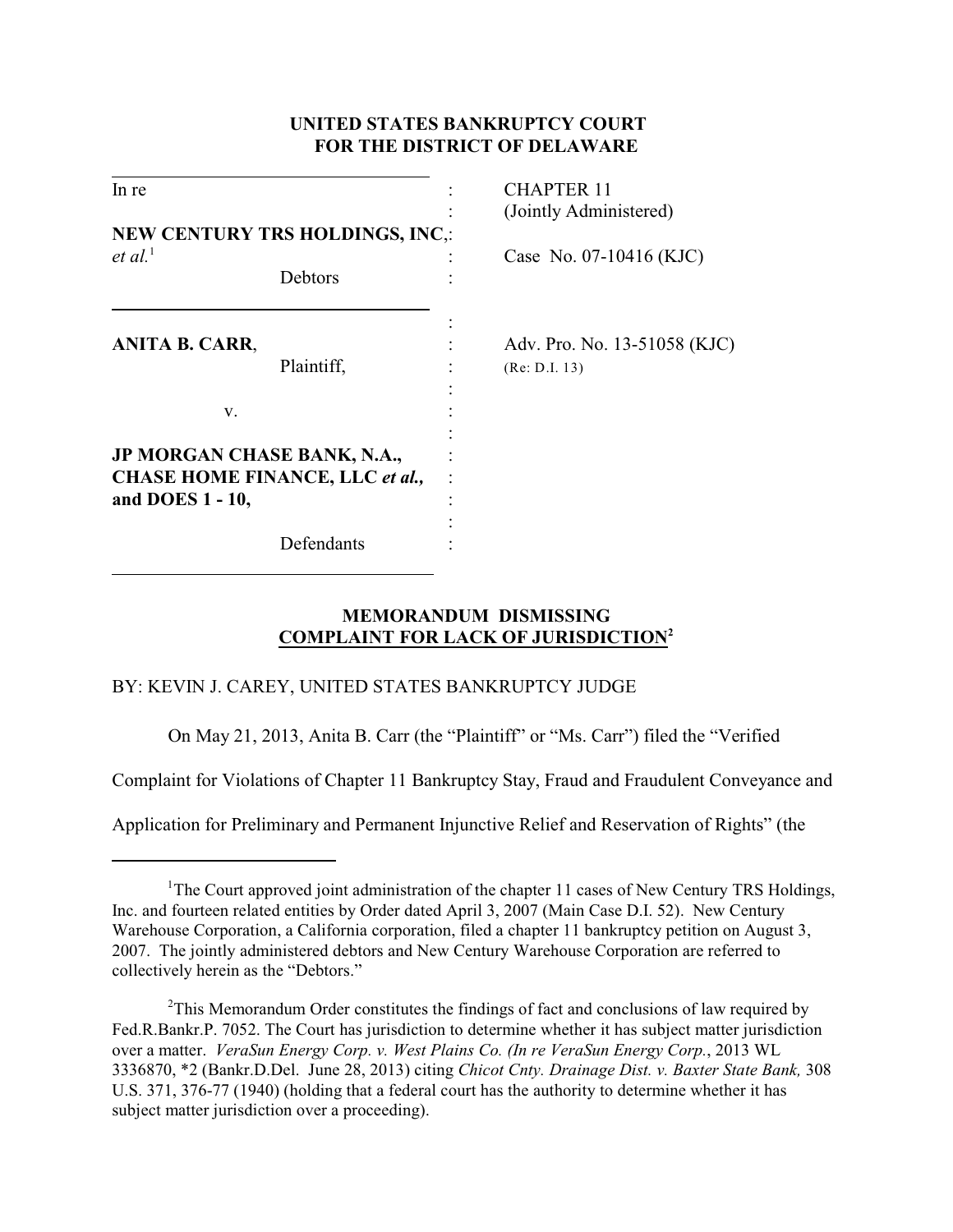**UNITED STATES BANKRUPTCY COURT**
**FOR THE DISTRICT OF DELAWARE**

| | | |
|---|---|---|
| In re | : | CHAPTER 11 |
| | : | (Jointly Administered) |
| **NEW CENTURY TRS HOLDINGS, INC**, *et al.*[1] | : | Case No. 07-10416 (KJC) |
| Debtors | : | |
| | : | |
| **ANITA B. CARR**, | : | Adv. Pro. No. 13-51058 (KJC) |
| Plaintiff, | : | (Re: D.I. 13) |
| v. | : | |
| **JP MORGAN CHASE BANK, N.A., CHASE HOME FINANCE, LLC *et al.*, and DOES 1 - 10,** | : | |
| Defendants | : | |

**MEMORANDUM DISMISSING COMPLAINT FOR LACK OF JURISDICTION**[2]

BY: KEVIN J. CAREY, UNITED STATES BANKRUPTCY JUDGE

On May 21, 2013, Anita B. Carr (the "Plaintiff" or "Ms. Carr") filed the "Verified Complaint for Violations of Chapter 11 Bankruptcy Stay, Fraud and Fraudulent Conveyance and Application for Preliminary and Permanent Injunctive Relief and Reservation of Rights" (the

---

[1] The Court approved joint administration of the chapter 11 cases of New Century TRS Holdings, Inc. and fourteen related entities by Order dated April 3, 2007 (Main Case D.I. 52). New Century Warehouse Corporation, a California corporation, filed a chapter 11 bankruptcy petition on August 3, 2007. The jointly administered debtors and New Century Warehouse Corporation are referred to collectively herein as the "Debtors."

[2] This Memorandum Order constitutes the findings of fact and conclusions of law required by Fed.R.Bankr.P. 7052. The Court has jurisdiction to determine whether it has subject matter jurisdiction over a matter. *VeraSun Energy Corp. v. West Plains Co. (In re VeraSun Energy Corp.*, 2013 WL 3336870, *2 (Bankr.D.Del. June 28, 2013) citing *Chicot Cnty. Drainage Dist. v. Baxter State Bank,* 308 U.S. 371, 376-77 (1940) (holding that a federal court has the authority to determine whether it has subject matter jurisdiction over a proceeding).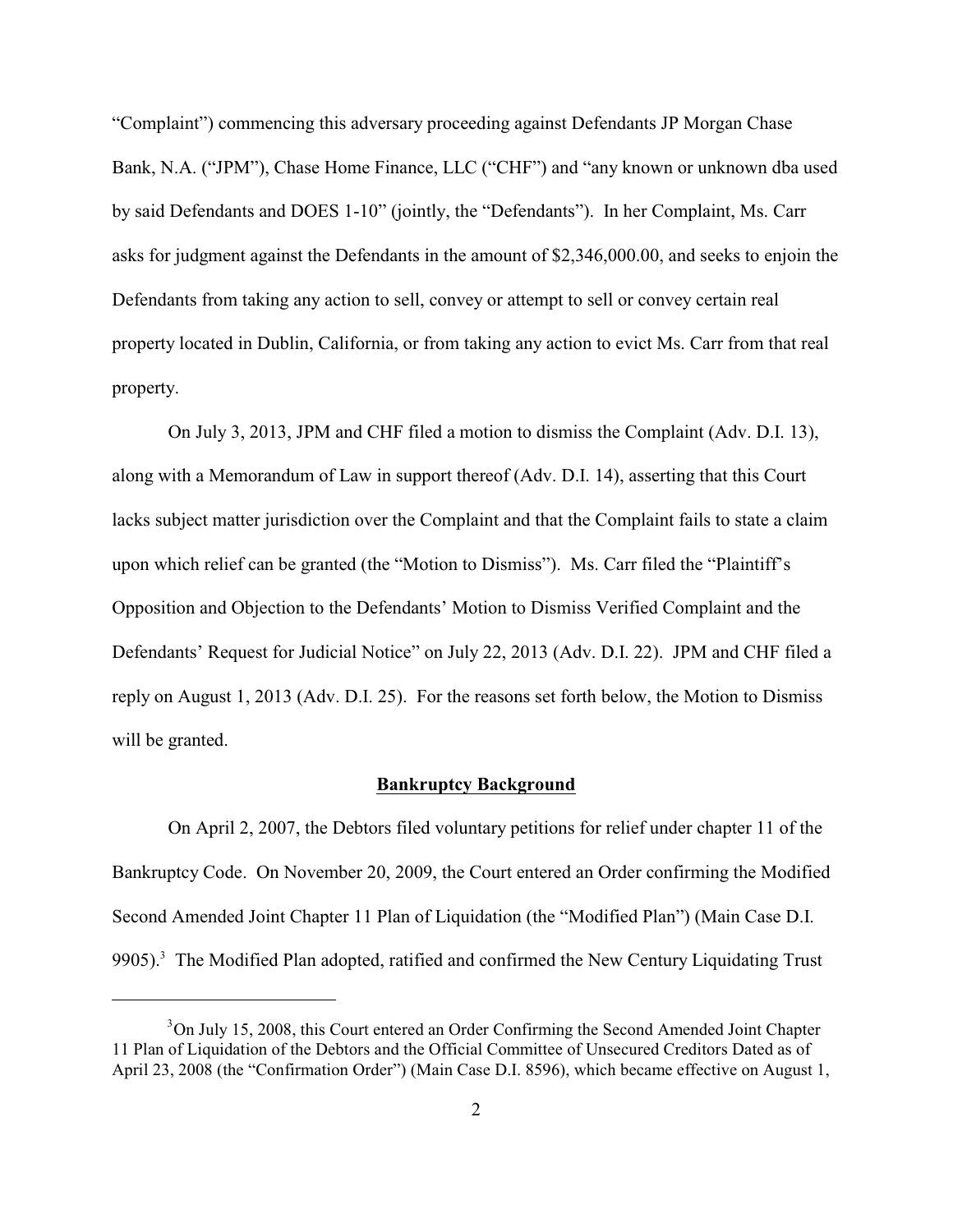"Complaint") commencing this adversary proceeding against Defendants JP Morgan Chase Bank, N.A. ("JPM"), Chase Home Finance, LLC ("CHF") and "any known or unknown dba used by said Defendants and DOES 1-10" (jointly, the "Defendants"). In her Complaint, Ms. Carr asks for judgment against the Defendants in the amount of $2,346,000.00, and seeks to enjoin the Defendants from taking any action to sell, convey or attempt to sell or convey certain real property located in Dublin, California, or from taking any action to evict Ms. Carr from that real property.

On July 3, 2013, JPM and CHF filed a motion to dismiss the Complaint (Adv. D.I. 13), along with a Memorandum of Law in support thereof (Adv. D.I. 14), asserting that this Court lacks subject matter jurisdiction over the Complaint and that the Complaint fails to state a claim upon which relief can be granted (the "Motion to Dismiss"). Ms. Carr filed the "Plaintiff's Opposition and Objection to the Defendants' Motion to Dismiss Verified Complaint and the Defendants' Request for Judicial Notice" on July 22, 2013 (Adv. D.I. 22). JPM and CHF filed a reply on August 1, 2013 (Adv. D.I. 25). For the reasons set forth below, the Motion to Dismiss will be granted.

## **Bankruptcy Background**

On April 2, 2007, the Debtors filed voluntary petitions for relief under chapter 11 of the Bankruptcy Code. On November 20, 2009, the Court entered an Order confirming the Modified Second Amended Joint Chapter 11 Plan of Liquidation (the "Modified Plan") (Main Case D.I. 9905).[3] The Modified Plan adopted, ratified and confirmed the New Century Liquidating Trust

---

[3] On July 15, 2008, this Court entered an Order Confirming the Second Amended Joint Chapter 11 Plan of Liquidation of the Debtors and the Official Committee of Unsecured Creditors Dated as of April 23, 2008 (the "Confirmation Order") (Main Case D.I. 8596), which became effective on August 1,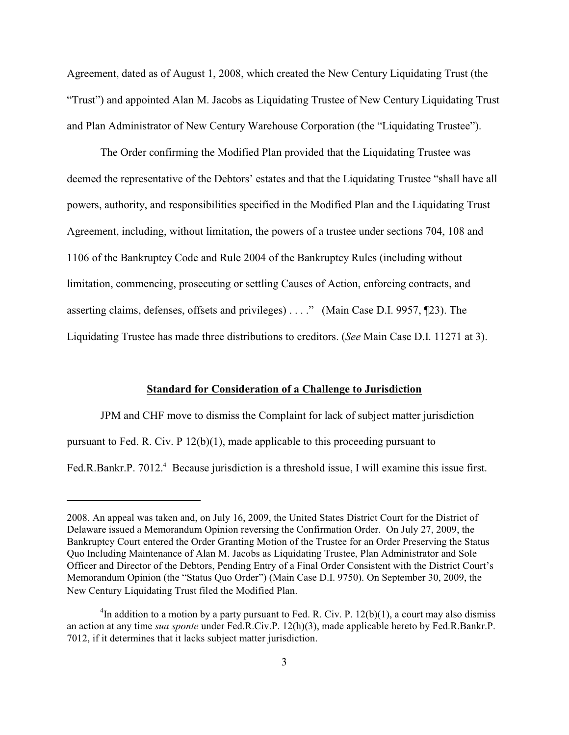Agreement, dated as of August 1, 2008, which created the New Century Liquidating Trust (the "Trust") and appointed Alan M. Jacobs as Liquidating Trustee of New Century Liquidating Trust and Plan Administrator of New Century Warehouse Corporation (the "Liquidating Trustee").

The Order confirming the Modified Plan provided that the Liquidating Trustee was deemed the representative of the Debtors' estates and that the Liquidating Trustee "shall have all powers, authority, and responsibilities specified in the Modified Plan and the Liquidating Trust Agreement, including, without limitation, the powers of a trustee under sections 704, 108 and 1106 of the Bankruptcy Code and Rule 2004 of the Bankruptcy Rules (including without limitation, commencing, prosecuting or settling Causes of Action, enforcing contracts, and asserting claims, defenses, offsets and privileges) . . . ." (Main Case D.I. 9957, ¶23). The Liquidating Trustee has made three distributions to creditors. (*See* Main Case D.I. 11271 at 3).

**Standard for Consideration of a Challenge to Jurisdiction**

JPM and CHF move to dismiss the Complaint for lack of subject matter jurisdiction pursuant to Fed. R. Civ. P 12(b)(1), made applicable to this proceeding pursuant to Fed.R.Bankr.P. 7012.[4] Because jurisdiction is a threshold issue, I will examine this issue first.

---

2008. An appeal was taken and, on July 16, 2009, the United States District Court for the District of Delaware issued a Memorandum Opinion reversing the Confirmation Order. On July 27, 2009, the Bankruptcy Court entered the Order Granting Motion of the Trustee for an Order Preserving the Status Quo Including Maintenance of Alan M. Jacobs as Liquidating Trustee, Plan Administrator and Sole Officer and Director of the Debtors, Pending Entry of a Final Order Consistent with the District Court's Memorandum Opinion (the "Status Quo Order") (Main Case D.I. 9750). On September 30, 2009, the New Century Liquidating Trust filed the Modified Plan.

[4]In addition to a motion by a party pursuant to Fed. R. Civ. P. 12(b)(1), a court may also dismiss an action at any time *sua sponte* under Fed.R.Civ.P. 12(h)(3), made applicable hereto by Fed.R.Bankr.P. 7012, if it determines that it lacks subject matter jurisdiction.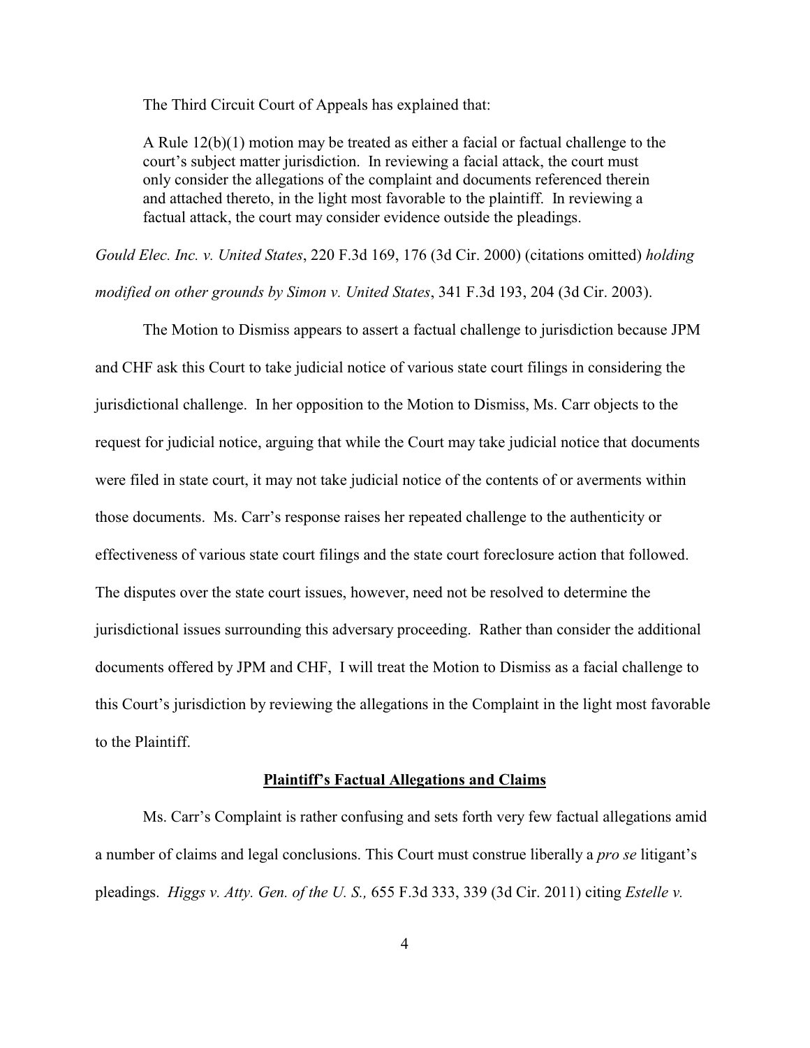The Third Circuit Court of Appeals has explained that:

> A Rule 12(b)(1) motion may be treated as either a facial or factual challenge to the court's subject matter jurisdiction. In reviewing a facial attack, the court must only consider the allegations of the complaint and documents referenced therein and attached thereto, in the light most favorable to the plaintiff. In reviewing a factual attack, the court may consider evidence outside the pleadings.

*Gould Elec. Inc. v. United States*, 220 F.3d 169, 176 (3d Cir. 2000) (citations omitted) *holding modified on other grounds by Simon v. United States*, 341 F.3d 193, 204 (3d Cir. 2003).

The Motion to Dismiss appears to assert a factual challenge to jurisdiction because JPM and CHF ask this Court to take judicial notice of various state court filings in considering the jurisdictional challenge. In her opposition to the Motion to Dismiss, Ms. Carr objects to the request for judicial notice, arguing that while the Court may take judicial notice that documents were filed in state court, it may not take judicial notice of the contents of or averments within those documents. Ms. Carr's response raises her repeated challenge to the authenticity or effectiveness of various state court filings and the state court foreclosure action that followed. The disputes over the state court issues, however, need not be resolved to determine the jurisdictional issues surrounding this adversary proceeding. Rather than consider the additional documents offered by JPM and CHF, I will treat the Motion to Dismiss as a facial challenge to this Court's jurisdiction by reviewing the allegations in the Complaint in the light most favorable to the Plaintiff.

**Plaintiff's Factual Allegations and Claims**

Ms. Carr's Complaint is rather confusing and sets forth very few factual allegations amid a number of claims and legal conclusions. This Court must construe liberally a *pro se* litigant's pleadings. *Higgs v. Atty. Gen. of the U. S.,* 655 F.3d 333, 339 (3d Cir. 2011) citing *Estelle v.*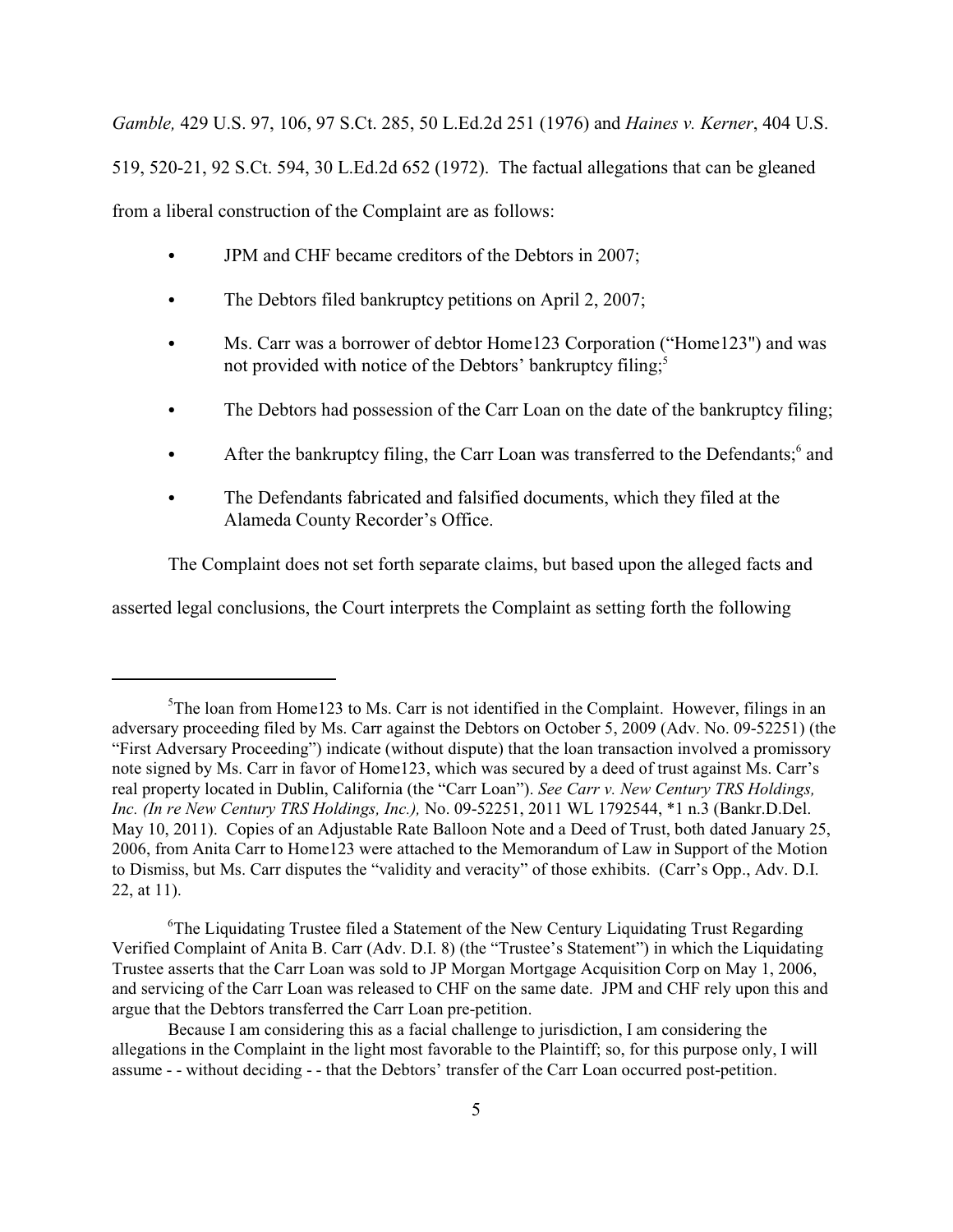*Gamble,* 429 U.S. 97, 106, 97 S.Ct. 285, 50 L.Ed.2d 251 (1976) and *Haines v. Kerner*, 404 U.S. 519, 520-21, 92 S.Ct. 594, 30 L.Ed.2d 652 (1972). The factual allegations that can be gleaned from a liberal construction of the Complaint are as follows:

- JPM and CHF became creditors of the Debtors in 2007;
- The Debtors filed bankruptcy petitions on April 2, 2007;
- Ms. Carr was a borrower of debtor Home123 Corporation ("Home123") and was not provided with notice of the Debtors' bankruptcy filing;[5]
- The Debtors had possession of the Carr Loan on the date of the bankruptcy filing;
- After the bankruptcy filing, the Carr Loan was transferred to the Defendants;[6] and
- The Defendants fabricated and falsified documents, which they filed at the Alameda County Recorder's Office.

The Complaint does not set forth separate claims, but based upon the alleged facts and asserted legal conclusions, the Court interprets the Complaint as setting forth the following

---

[5] The loan from Home123 to Ms. Carr is not identified in the Complaint. However, filings in an adversary proceeding filed by Ms. Carr against the Debtors on October 5, 2009 (Adv. No. 09-52251) (the "First Adversary Proceeding") indicate (without dispute) that the loan transaction involved a promissory note signed by Ms. Carr in favor of Home123, which was secured by a deed of trust against Ms. Carr's real property located in Dublin, California (the "Carr Loan"). *See Carr v. New Century TRS Holdings, Inc. (In re New Century TRS Holdings, Inc.),* No. 09-52251, 2011 WL 1792544, *1 n.3 (Bankr.D.Del. May 10, 2011). Copies of an Adjustable Rate Balloon Note and a Deed of Trust, both dated January 25, 2006, from Anita Carr to Home123 were attached to the Memorandum of Law in Support of the Motion to Dismiss, but Ms. Carr disputes the "validity and veracity" of those exhibits. (Carr's Opp., Adv. D.I. 22, at 11).

[6] The Liquidating Trustee filed a Statement of the New Century Liquidating Trust Regarding Verified Complaint of Anita B. Carr (Adv. D.I. 8) (the "Trustee's Statement") in which the Liquidating Trustee asserts that the Carr Loan was sold to JP Morgan Mortgage Acquisition Corp on May 1, 2006, and servicing of the Carr Loan was released to CHF on the same date. JPM and CHF rely upon this and argue that the Debtors transferred the Carr Loan pre-petition.

Because I am considering this as a facial challenge to jurisdiction, I am considering the allegations in the Complaint in the light most favorable to the Plaintiff; so, for this purpose only, I will assume - - without deciding - - that the Debtors' transfer of the Carr Loan occurred post-petition.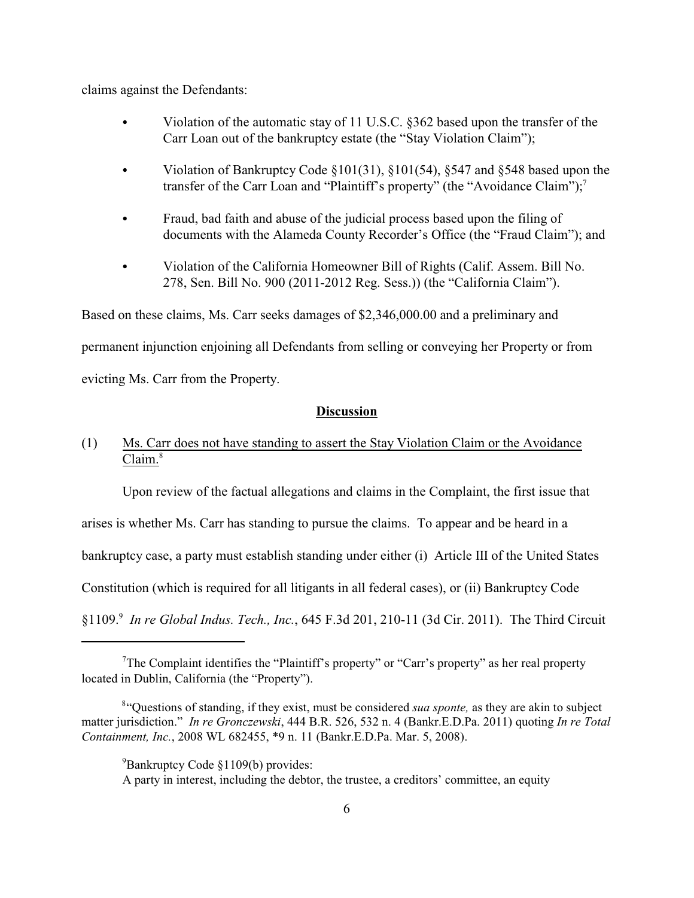claims against the Defendants:

- Violation of the automatic stay of 11 U.S.C. §362 based upon the transfer of the Carr Loan out of the bankruptcy estate (the "Stay Violation Claim");
- Violation of Bankruptcy Code §101(31), §101(54), §547 and §548 based upon the transfer of the Carr Loan and "Plaintiff's property" (the "Avoidance Claim");[7]
- Fraud, bad faith and abuse of the judicial process based upon the filing of documents with the Alameda County Recorder's Office (the "Fraud Claim"); and
- Violation of the California Homeowner Bill of Rights (Calif. Assem. Bill No. 278, Sen. Bill No. 900 (2011-2012 Reg. Sess.)) (the "California Claim").

Based on these claims, Ms. Carr seeks damages of $2,346,000.00 and a preliminary and permanent injunction enjoining all Defendants from selling or conveying her Property or from evicting Ms. Carr from the Property.

## Discussion

(1) Ms. Carr does not have standing to assert the Stay Violation Claim or the Avoidance Claim.[8]

Upon review of the factual allegations and claims in the Complaint, the first issue that arises is whether Ms. Carr has standing to pursue the claims. To appear and be heard in a bankruptcy case, a party must establish standing under either (i) Article III of the United States Constitution (which is required for all litigants in all federal cases), or (ii) Bankruptcy Code §1109.[9] *In re Global Indus. Tech., Inc.*, 645 F.3d 201, 210-11 (3d Cir. 2011). The Third Circuit

---

[7]The Complaint identifies the "Plaintiff's property" or "Carr's property" as her real property located in Dublin, California (the "Property").

[8]"Questions of standing, if they exist, must be considered *sua sponte,* as they are akin to subject matter jurisdiction." *In re Gronczewski*, 444 B.R. 526, 532 n. 4 (Bankr.E.D.Pa. 2011) quoting *In re Total Containment, Inc.*, 2008 WL 682455, *9 n. 11 (Bankr.E.D.Pa. Mar. 5, 2008).

[9]Bankruptcy Code §1109(b) provides:
A party in interest, including the debtor, the trustee, a creditors' committee, an equity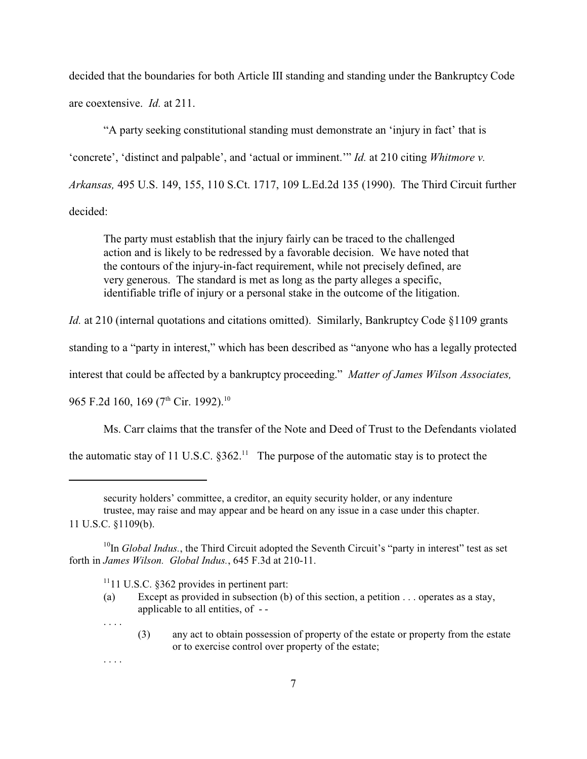decided that the boundaries for both Article III standing and standing under the Bankruptcy Code are coextensive. *Id.* at 211.

"A party seeking constitutional standing must demonstrate an 'injury in fact' that is 'concrete', 'distinct and palpable', and 'actual or imminent.'" *Id.* at 210 citing *Whitmore v. Arkansas,* 495 U.S. 149, 155, 110 S.Ct. 1717, 109 L.Ed.2d 135 (1990). The Third Circuit further decided:

> The party must establish that the injury fairly can be traced to the challenged action and is likely to be redressed by a favorable decision. We have noted that the contours of the injury-in-fact requirement, while not precisely defined, are very generous. The standard is met as long as the party alleges a specific, identifiable trifle of injury or a personal stake in the outcome of the litigation.

*Id.* at 210 (internal quotations and citations omitted). Similarly, Bankruptcy Code §1109 grants standing to a "party in interest," which has been described as "anyone who has a legally protected interest that could be affected by a bankruptcy proceeding." *Matter of James Wilson Associates,* 965 F.2d 160, 169 (7th Cir. 1992).[10]

Ms. Carr claims that the transfer of the Note and Deed of Trust to the Defendants violated the automatic stay of 11 U.S.C. §362.[11] The purpose of the automatic stay is to protect the

---

> security holders' committee, a creditor, an equity security holder, or any indenture trustee, may raise and may appear and be heard on any issue in a case under this chapter.

11 U.S.C. §1109(b).

[10]In *Global Indus.*, the Third Circuit adopted the Seventh Circuit's "party in interest" test as set forth in *James Wilson. Global Indus.*, 645 F.3d at 210-11.

[11]11 U.S.C. §362 provides in pertinent part:

> (a) Except as provided in subsection (b) of this section, a petition . . . operates as a stay, applicable to all entities, of - -
>
> . . . .
>
> (3) any act to obtain possession of property of the estate or property from the estate or to exercise control over property of the estate;
>
> . . . .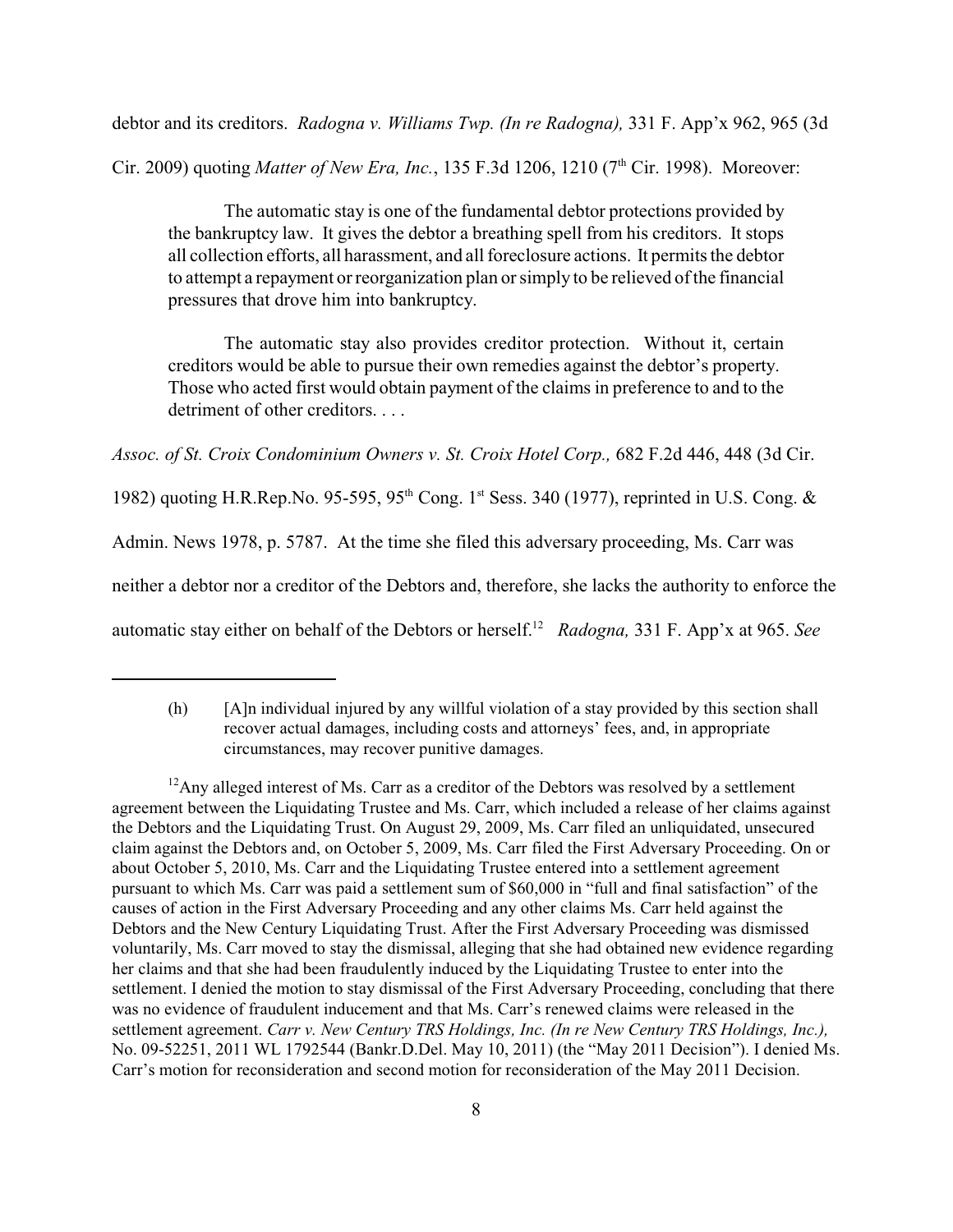debtor and its creditors. *Radogna v. Williams Twp. (In re Radogna),* 331 F. App'x 962, 965 (3d Cir. 2009) quoting *Matter of New Era, Inc.*, 135 F.3d 1206, 1210 (7th Cir. 1998). Moreover:

> The automatic stay is one of the fundamental debtor protections provided by the bankruptcy law. It gives the debtor a breathing spell from his creditors. It stops all collection efforts, all harassment, and all foreclosure actions. It permits the debtor to attempt a repayment or reorganization plan or simply to be relieved of the financial pressures that drove him into bankruptcy.
>
> The automatic stay also provides creditor protection. Without it, certain creditors would be able to pursue their own remedies against the debtor's property. Those who acted first would obtain payment of the claims in preference to and to the detriment of other creditors. . . .

*Assoc. of St. Croix Condominium Owners v. St. Croix Hotel Corp.,* 682 F.2d 446, 448 (3d Cir. 1982) quoting H.R.Rep.No. 95-595, 95th Cong. 1st Sess. 340 (1977), reprinted in U.S. Cong. & Admin. News 1978, p. 5787. At the time she filed this adversary proceeding, Ms. Carr was neither a debtor nor a creditor of the Debtors and, therefore, she lacks the authority to enforce the automatic stay either on behalf of the Debtors or herself.[12] *Radogna,* 331 F. App'x at 965. *See*

---

(h) [A]n individual injured by any willful violation of a stay provided by this section shall recover actual damages, including costs and attorneys' fees, and, in appropriate circumstances, may recover punitive damages.

[12] Any alleged interest of Ms. Carr as a creditor of the Debtors was resolved by a settlement agreement between the Liquidating Trustee and Ms. Carr, which included a release of her claims against the Debtors and the Liquidating Trust. On August 29, 2009, Ms. Carr filed an unliquidated, unsecured claim against the Debtors and, on October 5, 2009, Ms. Carr filed the First Adversary Proceeding. On or about October 5, 2010, Ms. Carr and the Liquidating Trustee entered into a settlement agreement pursuant to which Ms. Carr was paid a settlement sum of $60,000 in "full and final satisfaction" of the causes of action in the First Adversary Proceeding and any other claims Ms. Carr held against the Debtors and the New Century Liquidating Trust. After the First Adversary Proceeding was dismissed voluntarily, Ms. Carr moved to stay the dismissal, alleging that she had obtained new evidence regarding her claims and that she had been fraudulently induced by the Liquidating Trustee to enter into the settlement. I denied the motion to stay dismissal of the First Adversary Proceeding, concluding that there was no evidence of fraudulent inducement and that Ms. Carr's renewed claims were released in the settlement agreement. *Carr v. New Century TRS Holdings, Inc. (In re New Century TRS Holdings, Inc.),* No. 09-52251, 2011 WL 1792544 (Bankr.D.Del. May 10, 2011) (the "May 2011 Decision"). I denied Ms. Carr's motion for reconsideration and second motion for reconsideration of the May 2011 Decision.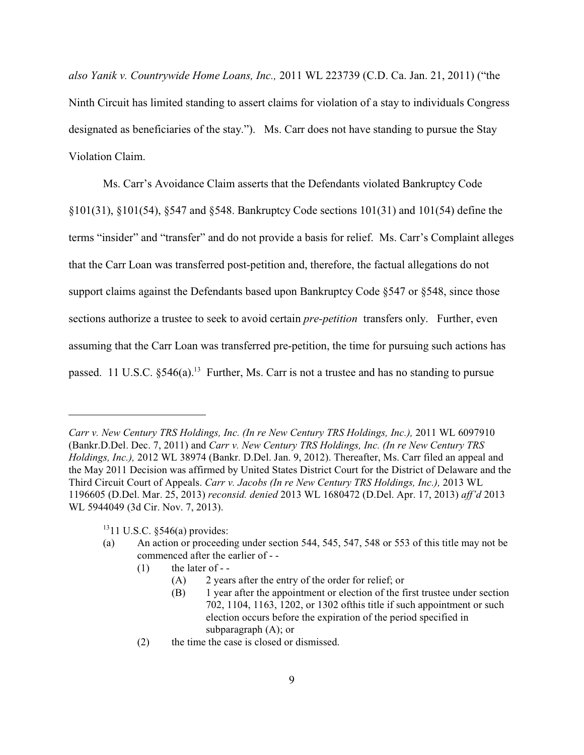*also Yanik v. Countrywide Home Loans, Inc.,* 2011 WL 223739 (C.D. Ca. Jan. 21, 2011) ("the Ninth Circuit has limited standing to assert claims for violation of a stay to individuals Congress designated as beneficiaries of the stay."). Ms. Carr does not have standing to pursue the Stay Violation Claim.

Ms. Carr's Avoidance Claim asserts that the Defendants violated Bankruptcy Code §101(31), §101(54), §547 and §548. Bankruptcy Code sections 101(31) and 101(54) define the terms "insider" and "transfer" and do not provide a basis for relief. Ms. Carr's Complaint alleges that the Carr Loan was transferred post-petition and, therefore, the factual allegations do not support claims against the Defendants based upon Bankruptcy Code §547 or §548, since those sections authorize a trustee to seek to avoid certain *pre-petition* transfers only. Further, even assuming that the Carr Loan was transferred pre-petition, the time for pursuing such actions has passed. 11 U.S.C. §546(a).[13] Further, Ms. Carr is not a trustee and has no standing to pursue

---

*Carr v. New Century TRS Holdings, Inc. (In re New Century TRS Holdings, Inc.),* 2011 WL 6097910 (Bankr.D.Del. Dec. 7, 2011) and *Carr v. New Century TRS Holdings, Inc. (In re New Century TRS Holdings, Inc.),* 2012 WL 38974 (Bankr. D.Del. Jan. 9, 2012). Thereafter, Ms. Carr filed an appeal and the May 2011 Decision was affirmed by United States District Court for the District of Delaware and the Third Circuit Court of Appeals. *Carr v. Jacobs (In re New Century TRS Holdings, Inc.),* 2013 WL 1196605 (D.Del. Mar. 25, 2013) *reconsid. denied* 2013 WL 1680472 (D.Del. Apr. 17, 2013) *aff'd* 2013 WL 5944049 (3d Cir. Nov. 7, 2013).

[13] 11 U.S.C. §546(a) provides:

(a) An action or proceeding under section 544, 545, 547, 548 or 553 of this title may not be commenced after the earlier of - -

 (1) the later of - -

  (A) 2 years after the entry of the order for relief; or

  (B) 1 year after the appointment or election of the first trustee under section 702, 1104, 1163, 1202, or 1302 ofthis title if such appointment or such election occurs before the expiration of the period specified in subparagraph (A); or

 (2) the time the case is closed or dismissed.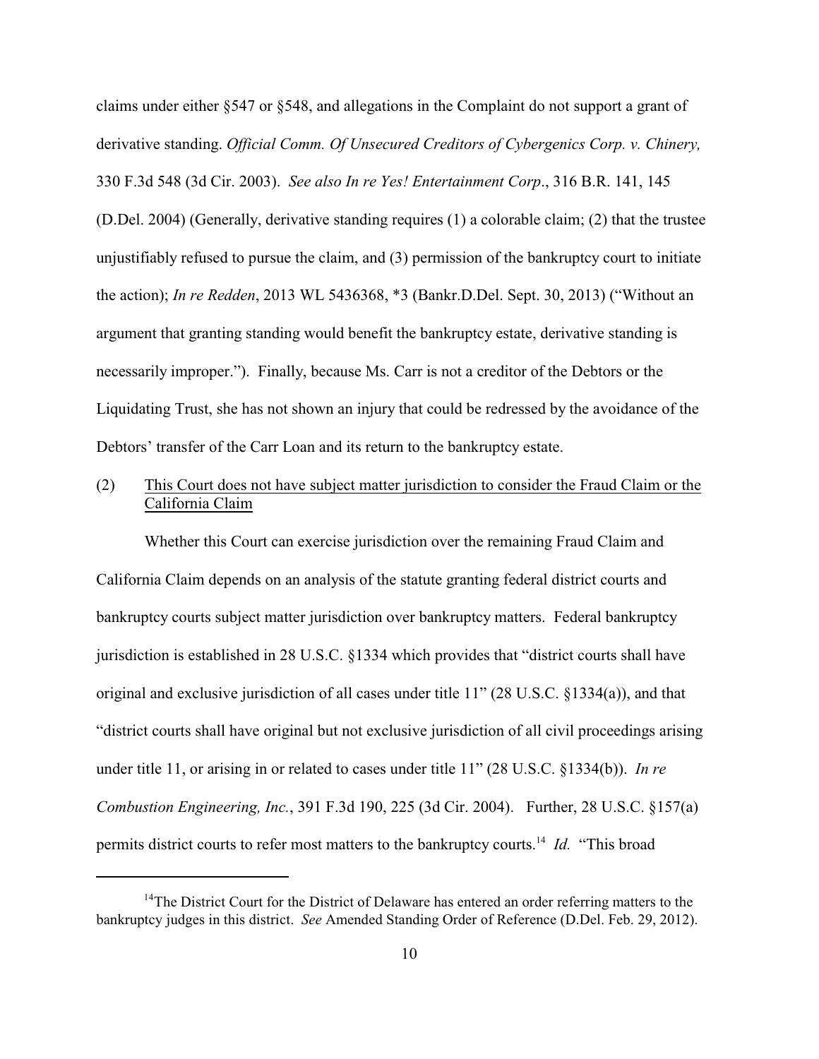claims under either §547 or §548, and allegations in the Complaint do not support a grant of derivative standing. *Official Comm. Of Unsecured Creditors of Cybergenics Corp. v. Chinery,* 330 F.3d 548 (3d Cir. 2003). *See also In re Yes! Entertainment Corp*., 316 B.R. 141, 145 (D.Del. 2004) (Generally, derivative standing requires (1) a colorable claim; (2) that the trustee unjustifiably refused to pursue the claim, and (3) permission of the bankruptcy court to initiate the action); *In re Redden*, 2013 WL 5436368, *3 (Bankr.D.Del. Sept. 30, 2013) ("Without an argument that granting standing would benefit the bankruptcy estate, derivative standing is necessarily improper."). Finally, because Ms. Carr is not a creditor of the Debtors or the Liquidating Trust, she has not shown an injury that could be redressed by the avoidance of the Debtors' transfer of the Carr Loan and its return to the bankruptcy estate.

(2) <u>This Court does not have subject matter jurisdiction to consider the Fraud Claim or the California Claim</u>

Whether this Court can exercise jurisdiction over the remaining Fraud Claim and California Claim depends on an analysis of the statute granting federal district courts and bankruptcy courts subject matter jurisdiction over bankruptcy matters. Federal bankruptcy jurisdiction is established in 28 U.S.C. §1334 which provides that "district courts shall have original and exclusive jurisdiction of all cases under title 11" (28 U.S.C. §1334(a)), and that "district courts shall have original but not exclusive jurisdiction of all civil proceedings arising under title 11, or arising in or related to cases under title 11" (28 U.S.C. §1334(b)). *In re Combustion Engineering, Inc.*, 391 F.3d 190, 225 (3d Cir. 2004). Further, 28 U.S.C. §157(a) permits district courts to refer most matters to the bankruptcy courts.[14] *Id.* "This broad

[14]The District Court for the District of Delaware has entered an order referring matters to the bankruptcy judges in this district. *See* Amended Standing Order of Reference (D.Del. Feb. 29, 2012).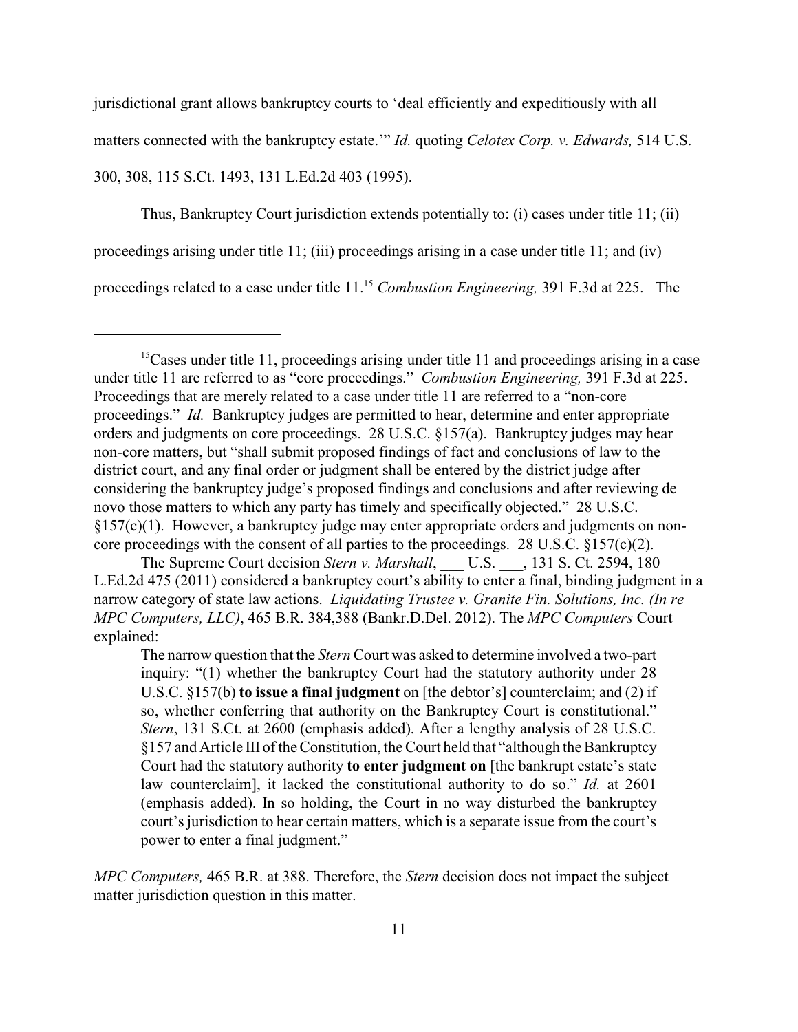jurisdictional grant allows bankruptcy courts to 'deal efficiently and expeditiously with all matters connected with the bankruptcy estate.'" *Id.* quoting *Celotex Corp. v. Edwards,* 514 U.S. 300, 308, 115 S.Ct. 1493, 131 L.Ed.2d 403 (1995).

Thus, Bankruptcy Court jurisdiction extends potentially to: (i) cases under title 11; (ii) proceedings arising under title 11; (iii) proceedings arising in a case under title 11; and (iv) proceedings related to a case under title 11.[15] *Combustion Engineering,* 391 F.3d at 225. The

---

[15] Cases under title 11, proceedings arising under title 11 and proceedings arising in a case under title 11 are referred to as "core proceedings." *Combustion Engineering,* 391 F.3d at 225. Proceedings that are merely related to a case under title 11 are referred to a "non-core proceedings." *Id.* Bankruptcy judges are permitted to hear, determine and enter appropriate orders and judgments on core proceedings. 28 U.S.C. §157(a). Bankruptcy judges may hear non-core matters, but "shall submit proposed findings of fact and conclusions of law to the district court, and any final order or judgment shall be entered by the district judge after considering the bankruptcy judge's proposed findings and conclusions and after reviewing de novo those matters to which any party has timely and specifically objected." 28 U.S.C. §157(c)(1). However, a bankruptcy judge may enter appropriate orders and judgments on non-core proceedings with the consent of all parties to the proceedings. 28 U.S.C. §157(c)(2).

The Supreme Court decision *Stern v. Marshall*, ___ U.S. ___, 131 S. Ct. 2594, 180 L.Ed.2d 475 (2011) considered a bankruptcy court's ability to enter a final, binding judgment in a narrow category of state law actions. *Liquidating Trustee v. Granite Fin. Solutions, Inc. (In re MPC Computers, LLC)*, 465 B.R. 384,388 (Bankr.D.Del. 2012). The *MPC Computers* Court explained:

> The narrow question that the *Stern* Court was asked to determine involved a two-part inquiry: "(1) whether the bankruptcy Court had the statutory authority under 28 U.S.C. §157(b) **to issue a final judgment** on [the debtor's] counterclaim; and (2) if so, whether conferring that authority on the Bankruptcy Court is constitutional." *Stern*, 131 S.Ct. at 2600 (emphasis added). After a lengthy analysis of 28 U.S.C. §157 and Article III of the Constitution, the Court held that "although the Bankruptcy Court had the statutory authority **to enter judgment on** [the bankrupt estate's state law counterclaim], it lacked the constitutional authority to do so." *Id.* at 2601 (emphasis added). In so holding, the Court in no way disturbed the bankruptcy court's jurisdiction to hear certain matters, which is a separate issue from the court's power to enter a final judgment."

*MPC Computers,* 465 B.R. at 388. Therefore, the *Stern* decision does not impact the subject matter jurisdiction question in this matter.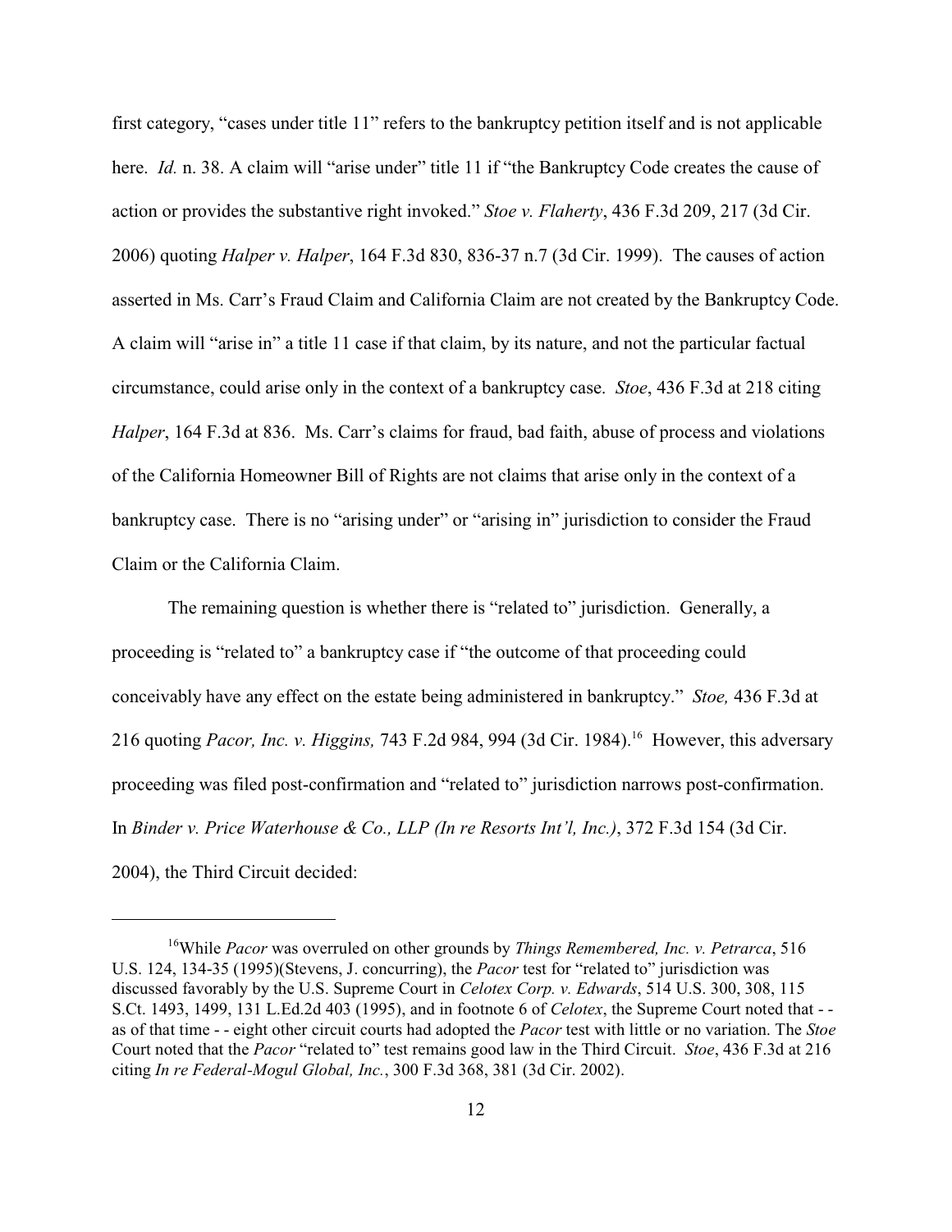first category, "cases under title 11" refers to the bankruptcy petition itself and is not applicable here. *Id.* n. 38. A claim will "arise under" title 11 if "the Bankruptcy Code creates the cause of action or provides the substantive right invoked." *Stoe v. Flaherty*, 436 F.3d 209, 217 (3d Cir. 2006) quoting *Halper v. Halper*, 164 F.3d 830, 836-37 n.7 (3d Cir. 1999). The causes of action asserted in Ms. Carr's Fraud Claim and California Claim are not created by the Bankruptcy Code. A claim will "arise in" a title 11 case if that claim, by its nature, and not the particular factual circumstance, could arise only in the context of a bankruptcy case. *Stoe*, 436 F.3d at 218 citing *Halper*, 164 F.3d at 836. Ms. Carr's claims for fraud, bad faith, abuse of process and violations of the California Homeowner Bill of Rights are not claims that arise only in the context of a bankruptcy case. There is no "arising under" or "arising in" jurisdiction to consider the Fraud Claim or the California Claim.

The remaining question is whether there is "related to" jurisdiction. Generally, a proceeding is "related to" a bankruptcy case if "the outcome of that proceeding could conceivably have any effect on the estate being administered in bankruptcy." *Stoe,* 436 F.3d at 216 quoting *Pacor, Inc. v. Higgins,* 743 F.2d 984, 994 (3d Cir. 1984).[16] However, this adversary proceeding was filed post-confirmation and "related to" jurisdiction narrows post-confirmation. In *Binder v. Price Waterhouse & Co., LLP (In re Resorts Int'l, Inc.)*, 372 F.3d 154 (3d Cir. 2004), the Third Circuit decided:

---

[16] While *Pacor* was overruled on other grounds by *Things Remembered, Inc. v. Petrarca*, 516 U.S. 124, 134-35 (1995)(Stevens, J. concurring), the *Pacor* test for "related to" jurisdiction was discussed favorably by the U.S. Supreme Court in *Celotex Corp. v. Edwards*, 514 U.S. 300, 308, 115 S.Ct. 1493, 1499, 131 L.Ed.2d 403 (1995), and in footnote 6 of *Celotex*, the Supreme Court noted that - - as of that time - - eight other circuit courts had adopted the *Pacor* test with little or no variation. The *Stoe* Court noted that the *Pacor* "related to" test remains good law in the Third Circuit. *Stoe*, 436 F.3d at 216 citing *In re Federal-Mogul Global, Inc.*, 300 F.3d 368, 381 (3d Cir. 2002).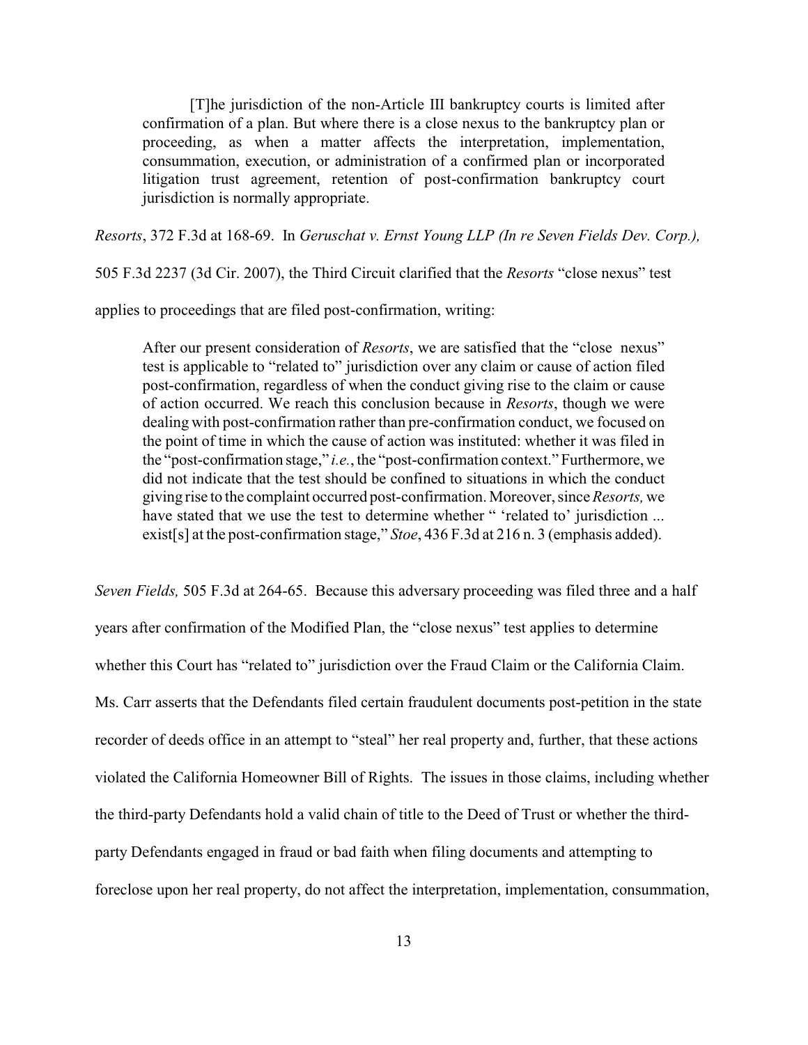> [T]he jurisdiction of the non-Article III bankruptcy courts is limited after confirmation of a plan. But where there is a close nexus to the bankruptcy plan or proceeding, as when a matter affects the interpretation, implementation, consummation, execution, or administration of a confirmed plan or incorporated litigation trust agreement, retention of post-confirmation bankruptcy court jurisdiction is normally appropriate.

*Resorts*, 372 F.3d at 168-69. In *Geruschat v. Ernst Young LLP (In re Seven Fields Dev. Corp.),* 505 F.3d 2237 (3d Cir. 2007), the Third Circuit clarified that the *Resorts* "close nexus" test applies to proceedings that are filed post-confirmation, writing:

> After our present consideration of *Resorts*, we are satisfied that the "close nexus" test is applicable to "related to" jurisdiction over any claim or cause of action filed post-confirmation, regardless of when the conduct giving rise to the claim or cause of action occurred. We reach this conclusion because in *Resorts*, though we were dealing with post-confirmation rather than pre-confirmation conduct, we focused on the point of time in which the cause of action was instituted: whether it was filed in the "post-confirmation stage," *i.e.*, the "post-confirmation context." Furthermore, we did not indicate that the test should be confined to situations in which the conduct giving rise to the complaint occurred post-confirmation. Moreover, since *Resorts,* we have stated that we use the test to determine whether " 'related to' jurisdiction ... exist[s] at the post-confirmation stage," *Stoe*, 436 F.3d at 216 n. 3 (emphasis added).

*Seven Fields,* 505 F.3d at 264-65. Because this adversary proceeding was filed three and a half years after confirmation of the Modified Plan, the "close nexus" test applies to determine whether this Court has "related to" jurisdiction over the Fraud Claim or the California Claim. Ms. Carr asserts that the Defendants filed certain fraudulent documents post-petition in the state recorder of deeds office in an attempt to "steal" her real property and, further, that these actions violated the California Homeowner Bill of Rights. The issues in those claims, including whether the third-party Defendants hold a valid chain of title to the Deed of Trust or whether the third-party Defendants engaged in fraud or bad faith when filing documents and attempting to foreclose upon her real property, do not affect the interpretation, implementation, consummation,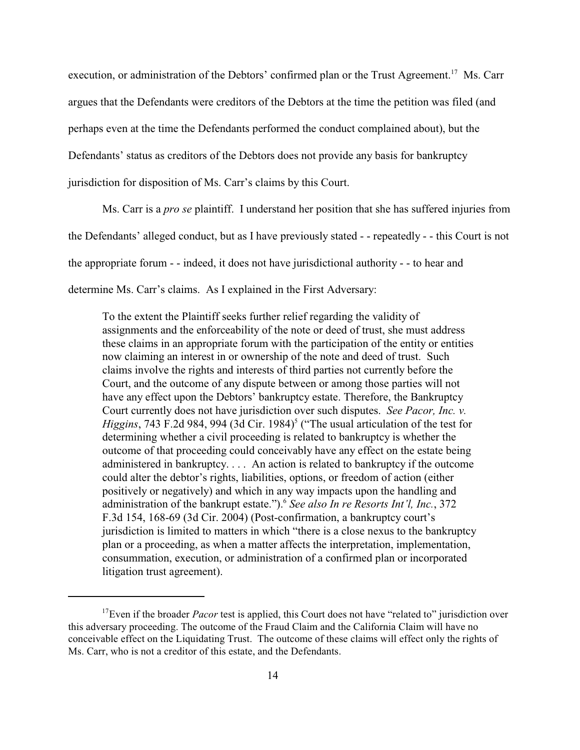execution, or administration of the Debtors' confirmed plan or the Trust Agreement.[17] Ms. Carr argues that the Defendants were creditors of the Debtors at the time the petition was filed (and perhaps even at the time the Defendants performed the conduct complained about), but the Defendants' status as creditors of the Debtors does not provide any basis for bankruptcy jurisdiction for disposition of Ms. Carr's claims by this Court.

Ms. Carr is a *pro se* plaintiff. I understand her position that she has suffered injuries from the Defendants' alleged conduct, but as I have previously stated - - repeatedly - - this Court is not the appropriate forum - - indeed, it does not have jurisdictional authority - - to hear and determine Ms. Carr's claims. As I explained in the First Adversary:

> To the extent the Plaintiff seeks further relief regarding the validity of assignments and the enforceability of the note or deed of trust, she must address these claims in an appropriate forum with the participation of the entity or entities now claiming an interest in or ownership of the note and deed of trust. Such claims involve the rights and interests of third parties not currently before the Court, and the outcome of any dispute between or among those parties will not have any effect upon the Debtors' bankruptcy estate. Therefore, the Bankruptcy Court currently does not have jurisdiction over such disputes. *See Pacor, Inc. v. Higgins*, 743 F.2d 984, 994 (3d Cir. 1984)[5] ("The usual articulation of the test for determining whether a civil proceeding is related to bankruptcy is whether the outcome of that proceeding could conceivably have any effect on the estate being administered in bankruptcy. . . . An action is related to bankruptcy if the outcome could alter the debtor's rights, liabilities, options, or freedom of action (either positively or negatively) and which in any way impacts upon the handling and administration of the bankrupt estate.").[6] *See also In re Resorts Int'l, Inc.*, 372 F.3d 154, 168-69 (3d Cir. 2004) (Post-confirmation, a bankruptcy court's jurisdiction is limited to matters in which "there is a close nexus to the bankruptcy plan or a proceeding, as when a matter affects the interpretation, implementation, consummation, execution, or administration of a confirmed plan or incorporated litigation trust agreement).

[17]Even if the broader *Pacor* test is applied, this Court does not have "related to" jurisdiction over this adversary proceeding. The outcome of the Fraud Claim and the California Claim will have no conceivable effect on the Liquidating Trust. The outcome of these claims will effect only the rights of Ms. Carr, who is not a creditor of this estate, and the Defendants.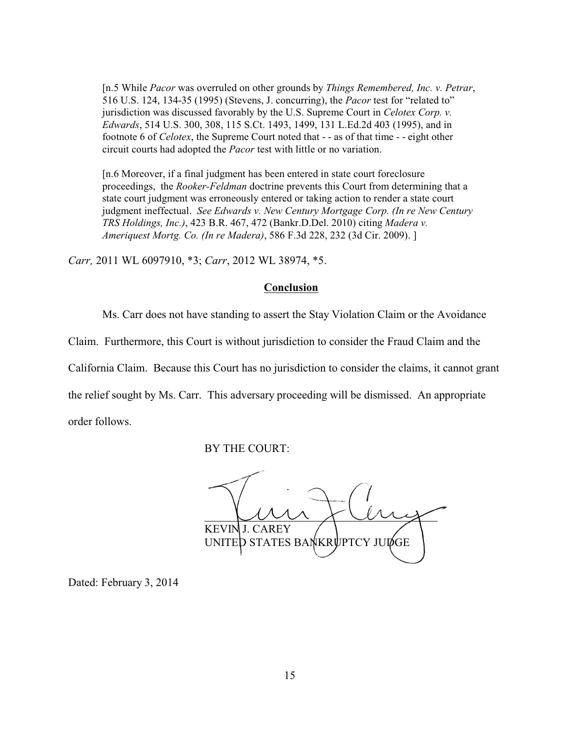[n.5 While *Pacor* was overruled on other grounds by *Things Remembered, Inc. v. Petrar*, 516 U.S. 124, 134-35 (1995) (Stevens, J. concurring), the *Pacor* test for "related to" jurisdiction was discussed favorably by the U.S. Supreme Court in *Celotex Corp. v. Edwards*, 514 U.S. 300, 308, 115 S.Ct. 1493, 1499, 131 L.Ed.2d 403 (1995), and in footnote 6 of *Celotex*, the Supreme Court noted that - - as of that time - - eight other circuit courts had adopted the *Pacor* test with little or no variation.

[n.6 Moreover, if a final judgment has been entered in state court foreclosure proceedings, the *Rooker-Feldman* doctrine prevents this Court from determining that a state court judgment was erroneously entered or taking action to render a state court judgment ineffectual. *See Edwards v. New Century Mortgage Corp. (In re New Century TRS Holdings, Inc.)*, 423 B.R. 467, 472 (Bankr.D.Del. 2010) citing *Madera v. Ameriquest Mortg. Co. (In re Madera)*, 586 F.3d 228, 232 (3d Cir. 2009). ]

*Carr,* 2011 WL 6097910, *3; *Carr*, 2012 WL 38974, *5.

## Conclusion

Ms. Carr does not have standing to assert the Stay Violation Claim or the Avoidance Claim. Furthermore, this Court is without jurisdiction to consider the Fraud Claim and the California Claim. Because this Court has no jurisdiction to consider the claims, it cannot grant the relief sought by Ms. Carr. This adversary proceeding will be dismissed. An appropriate order follows.

BY THE COURT:

KEVIN J. CAREY
UNITED STATES BANKRUPTCY JUDGE

Dated: February 3, 2014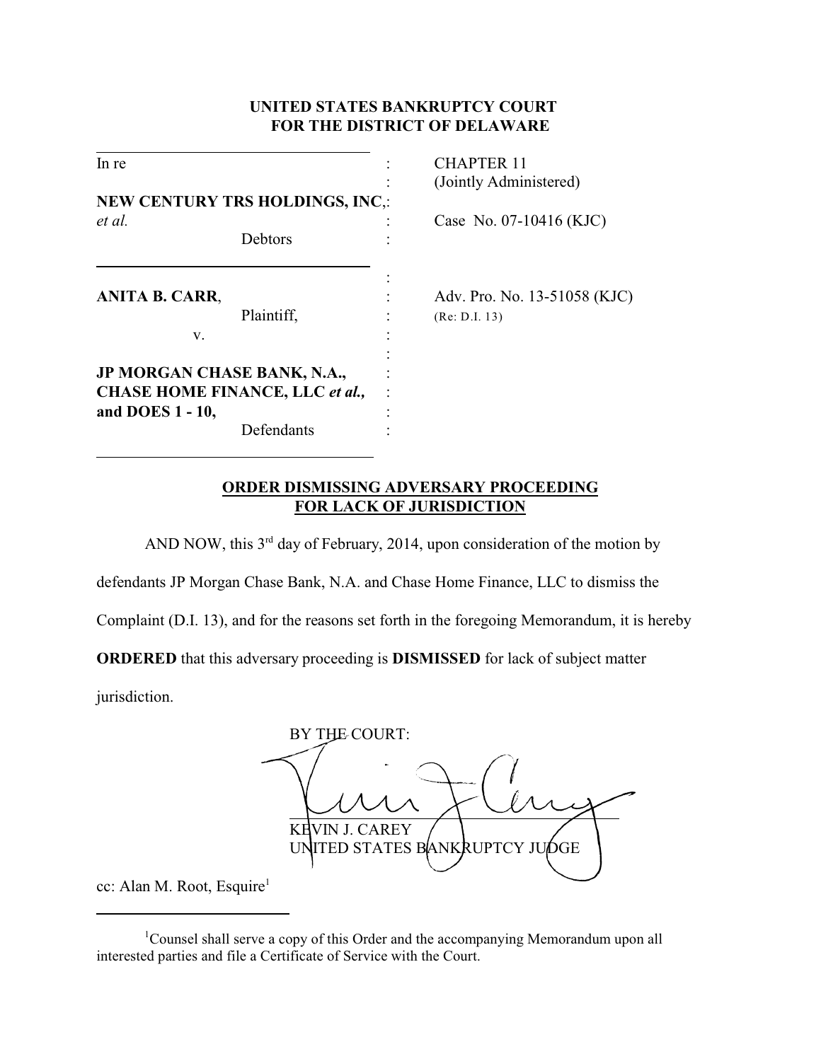**UNITED STATES BANKRUPTCY COURT**
**FOR THE DISTRICT OF DELAWARE**

| | | |
|---|---|---|
| In re | : | CHAPTER 11 |
| | : | (Jointly Administered) |
| **NEW CENTURY TRS HOLDINGS, INC**, | : | |
| *et al.* | : | Case No. 07-10416 (KJC) |
| Debtors | : | |
| | : | |
| **ANITA B. CARR**, | : | Adv. Pro. No. 13-51058 (KJC) |
| Plaintiff, | : | (Re: D.I. 13) |
| v. | : | |
| | : | |
| **JP MORGAN CHASE BANK, N.A.,** | : | |
| **CHASE HOME FINANCE, LLC** ***et al.,*** | : | |
| **and DOES 1 - 10,** | : | |
| Defendants | : | |

**ORDER DISMISSING ADVERSARY PROCEEDING FOR LACK OF JURISDICTION**

AND NOW, this 3rd day of February, 2014, upon consideration of the motion by defendants JP Morgan Chase Bank, N.A. and Chase Home Finance, LLC to dismiss the Complaint (D.I. 13), and for the reasons set forth in the foregoing Memorandum, it is hereby **ORDERED** that this adversary proceeding is **DISMISSED** for lack of subject matter jurisdiction.

BY THE COURT:

KEVIN J. CAREY
UNITED STATES BANKRUPTCY JUDGE

cc: Alan M. Root, Esquire[1]

[1]Counsel shall serve a copy of this Order and the accompanying Memorandum upon all interested parties and file a Certificate of Service with the Court.